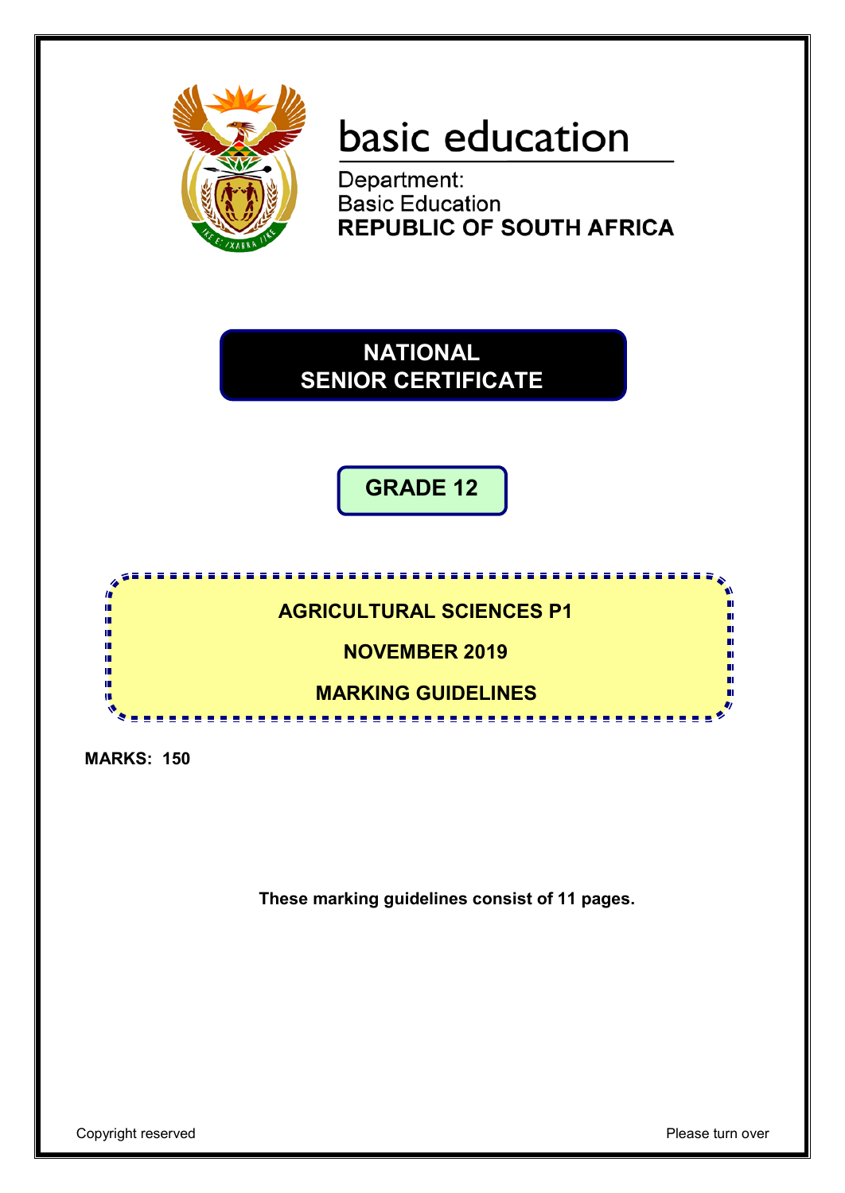basic education

Department:
Basic Education
**REPUBLIC OF SOUTH AFRICA**

# NATIONAL SENIOR CERTIFICATE

## GRADE 12

## AGRICULTURAL SCIENCES P1

## NOVEMBER 2019

## MARKING GUIDELINES

**MARKS: 150**

**These marking guidelines consist of 11 pages.**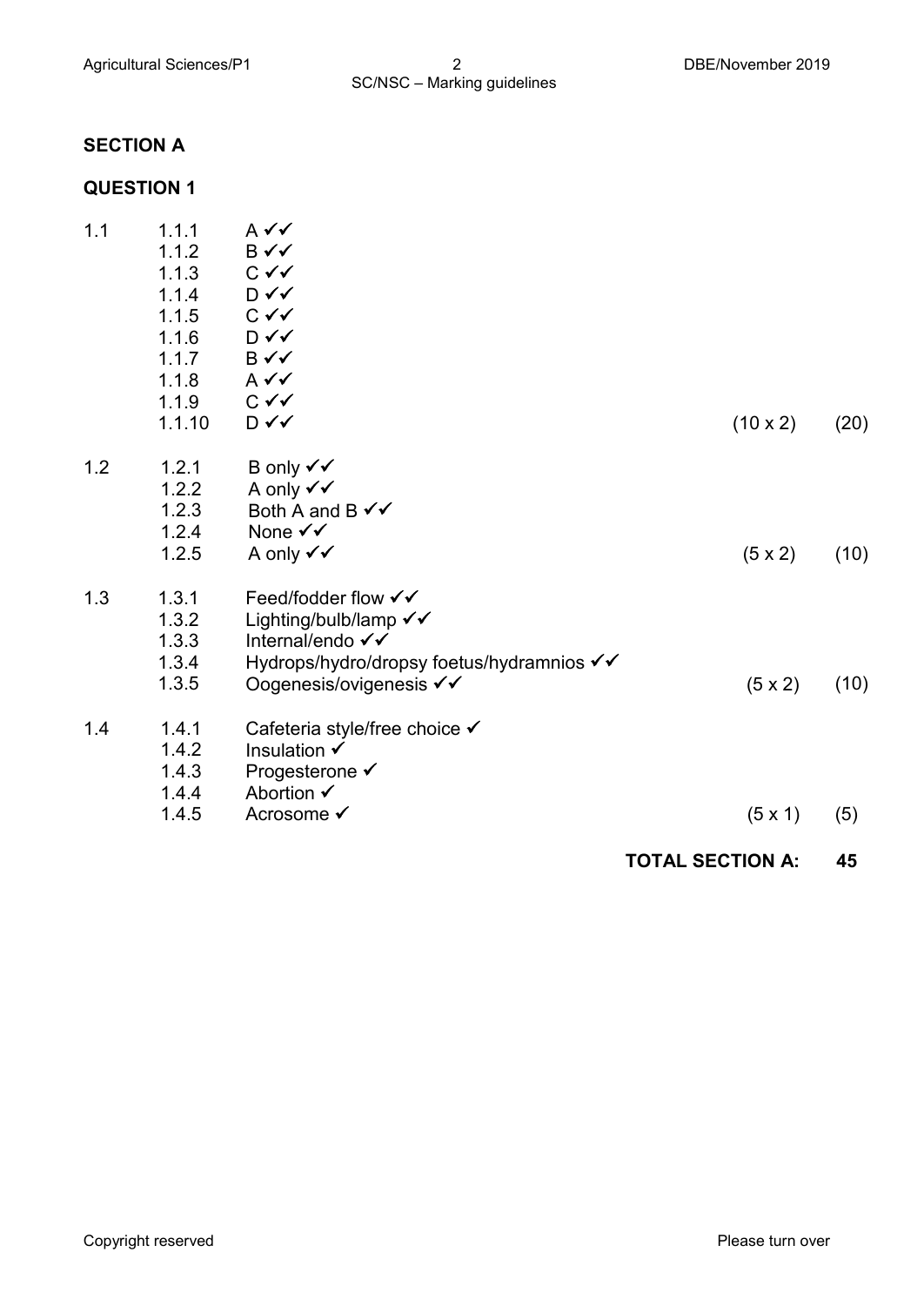## SECTION A

### QUESTION 1

| | | | | |
|---|---|---|---|---|
| 1.1 | 1.1.1 | A ✓✓ | | |
| | 1.1.2 | B ✓✓ | | |
| | 1.1.3 | C ✓✓ | | |
| | 1.1.4 | D ✓✓ | | |
| | 1.1.5 | C ✓✓ | | |
| | 1.1.6 | D ✓✓ | | |
| | 1.1.7 | B ✓✓ | | |
| | 1.1.8 | A ✓✓ | | |
| | 1.1.9 | C ✓✓ | | |
| | 1.1.10 | D ✓✓ | (10 x 2) | (20) |
| 1.2 | 1.2.1 | B only ✓✓ | | |
| | 1.2.2 | A only ✓✓ | | |
| | 1.2.3 | Both A and B ✓✓ | | |
| | 1.2.4 | None ✓✓ | | |
| | 1.2.5 | A only ✓✓ | (5 x 2) | (10) |
| 1.3 | 1.3.1 | Feed/fodder flow ✓✓ | | |
| | 1.3.2 | Lighting/bulb/lamp ✓✓ | | |
| | 1.3.3 | Internal/endo ✓✓ | | |
| | 1.3.4 | Hydrops/hydro/dropsy foetus/hydramnios ✓✓ | | |
| | 1.3.5 | Oogenesis/ovigenesis ✓✓ | (5 x 2) | (10) |
| 1.4 | 1.4.1 | Cafeteria style/free choice ✓ | | |
| | 1.4.2 | Insulation ✓ | | |
| | 1.4.3 | Progesterone ✓ | | |
| | 1.4.4 | Abortion ✓ | | |
| | 1.4.5 | Acrosome ✓ | (5 x 1) | (5) |

**TOTAL SECTION A: 45**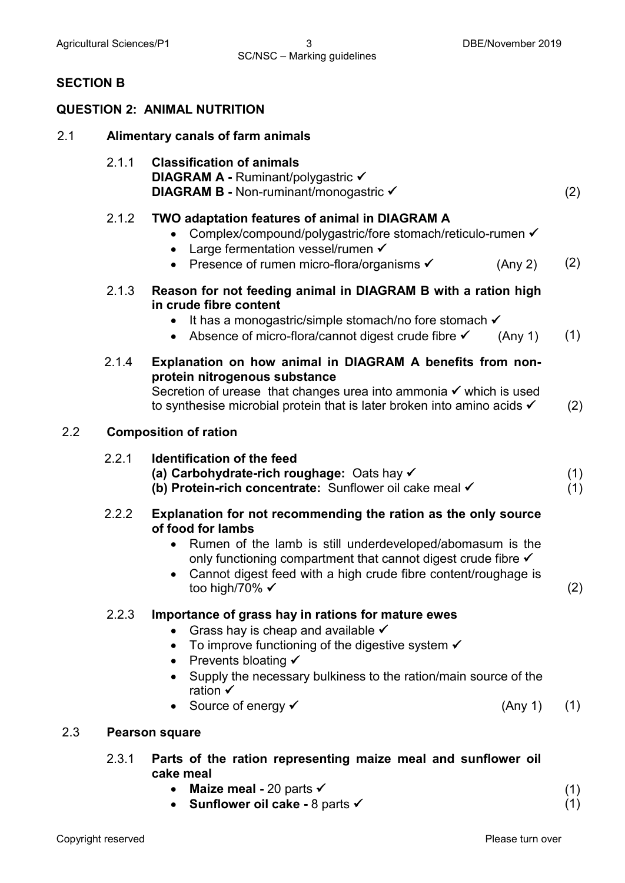## SECTION B

## QUESTION 2: ANIMAL NUTRITION

**2.1 Alimentary canals of farm animals**

**2.1.1 Classification of animals**

**DIAGRAM A -** Ruminant/polygastric ✓
**DIAGRAM B -** Non-ruminant/monogastric ✓ (2)

**2.1.2 TWO adaptation features of animal in DIAGRAM A**

- Complex/compound/polygastric/fore stomach/reticulo-rumen ✓
- Large fermentation vessel/rumen ✓
- Presence of rumen micro-flora/organisms ✓ (Any 2) (2)

**2.1.3 Reason for not feeding animal in DIAGRAM B with a ration high in crude fibre content**

- It has a monogastric/simple stomach/no fore stomach ✓
- Absence of micro-flora/cannot digest crude fibre ✓ (Any 1) (1)

**2.1.4 Explanation on how animal in DIAGRAM A benefits from non-protein nitrogenous substance**

Secretion of urease that changes urea into ammonia ✓ which is used to synthesise microbial protein that is later broken into amino acids ✓ (2)

**2.2 Composition of ration**

**2.2.1 Identification of the feed**

**(a) Carbohydrate-rich roughage:** Oats hay ✓ (1)
**(b) Protein-rich concentrate:** Sunflower oil cake meal ✓ (1)

**2.2.2 Explanation for not recommending the ration as the only source of food for lambs**

- Rumen of the lamb is still underdeveloped/abomasum is the only functioning compartment that cannot digest crude fibre ✓
- Cannot digest feed with a high crude fibre content/roughage is too high/70% ✓ (2)

**2.2.3 Importance of grass hay in rations for mature ewes**

- Grass hay is cheap and available ✓
- To improve functioning of the digestive system ✓
- Prevents bloating ✓
- Supply the necessary bulkiness to the ration/main source of the ration ✓
- Source of energy ✓ (Any 1) (1)

**2.3 Pearson square**

**2.3.1 Parts of the ration representing maize meal and sunflower oil cake meal**

- **Maize meal -** 20 parts ✓ (1)
- **Sunflower oil cake -** 8 parts ✓ (1)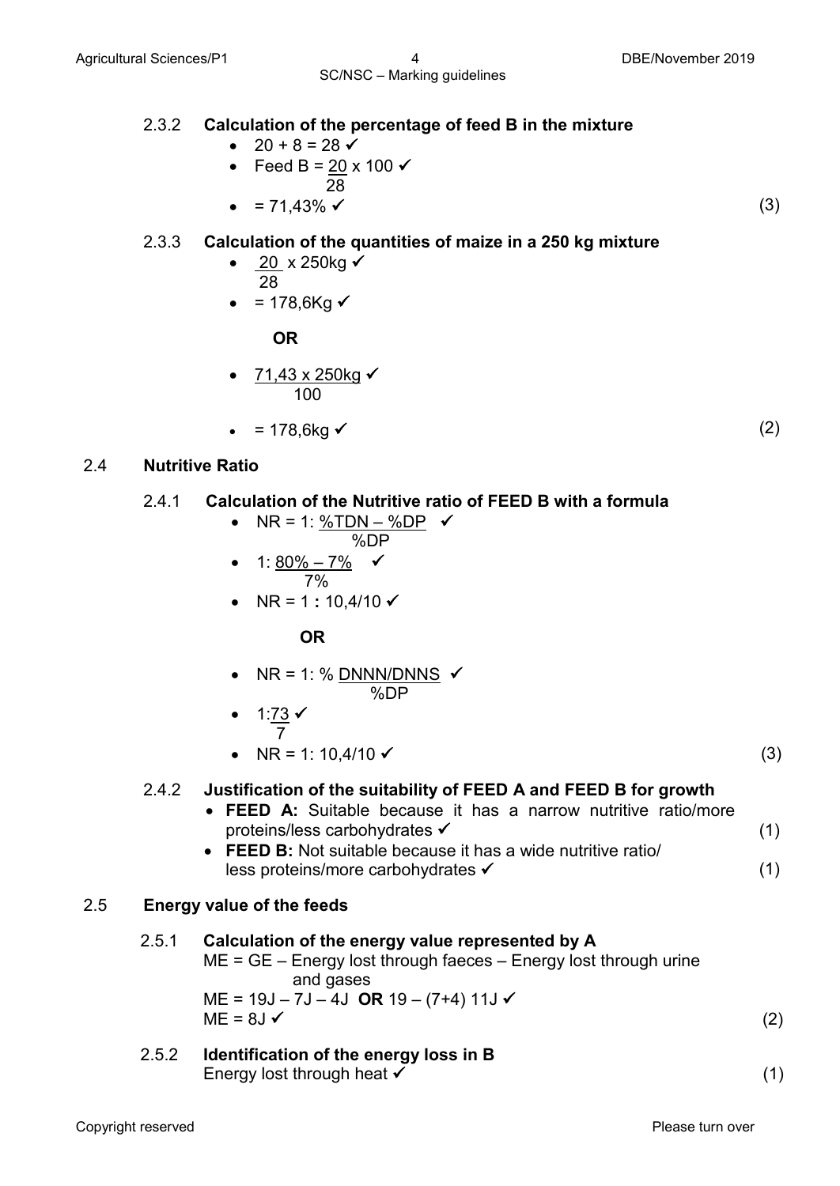2.3.2 **Calculation of the percentage of feed B in the mixture**

- $20 + 8 = 28$ ✓
- Feed B = $\frac{20}{28} \times 100$ ✓
- = 71,43% ✓ (3)

2.3.3 **Calculation of the quantities of maize in a 250 kg mixture**

- $\frac{20}{28} \times 250$kg ✓
- = 178,6Kg ✓

**OR**

- $\frac{71,43 \times 250\text{kg}}{100}$ ✓
- = 178,6kg ✓ (2)

## 2.4 Nutritive Ratio

2.4.1 **Calculation of the Nutritive ratio of FEED B with a formula**

- NR = 1: $\frac{\%TDN - \%DP}{\%DP}$ ✓
- 1: $\frac{80\% - 7\%}{7\%}$ ✓
- NR = 1 **:** 10,4/10 ✓

**OR**

- NR = 1: % $\frac{DNNN/DNNS}{\%DP}$ ✓
- 1:$\frac{73}{7}$ ✓
- NR = 1: 10,4/10 ✓ (3)

2.4.2 **Justification of the suitability of FEED A and FEED B for growth**

- **FEED A:** Suitable because it has a narrow nutritive ratio/more proteins/less carbohydrates ✓ (1)
- **FEED B:** Not suitable because it has a wide nutritive ratio/ less proteins/more carbohydrates ✓ (1)

## 2.5 Energy value of the feeds

2.5.1 **Calculation of the energy value represented by A**

ME = GE – Energy lost through faeces – Energy lost through urine and gases

ME = 19J – 7J – 4J **OR** 19 – (7+4) 11J ✓

ME = 8J ✓ (2)

2.5.2 **Identification of the energy loss in B**

Energy lost through heat ✓ (1)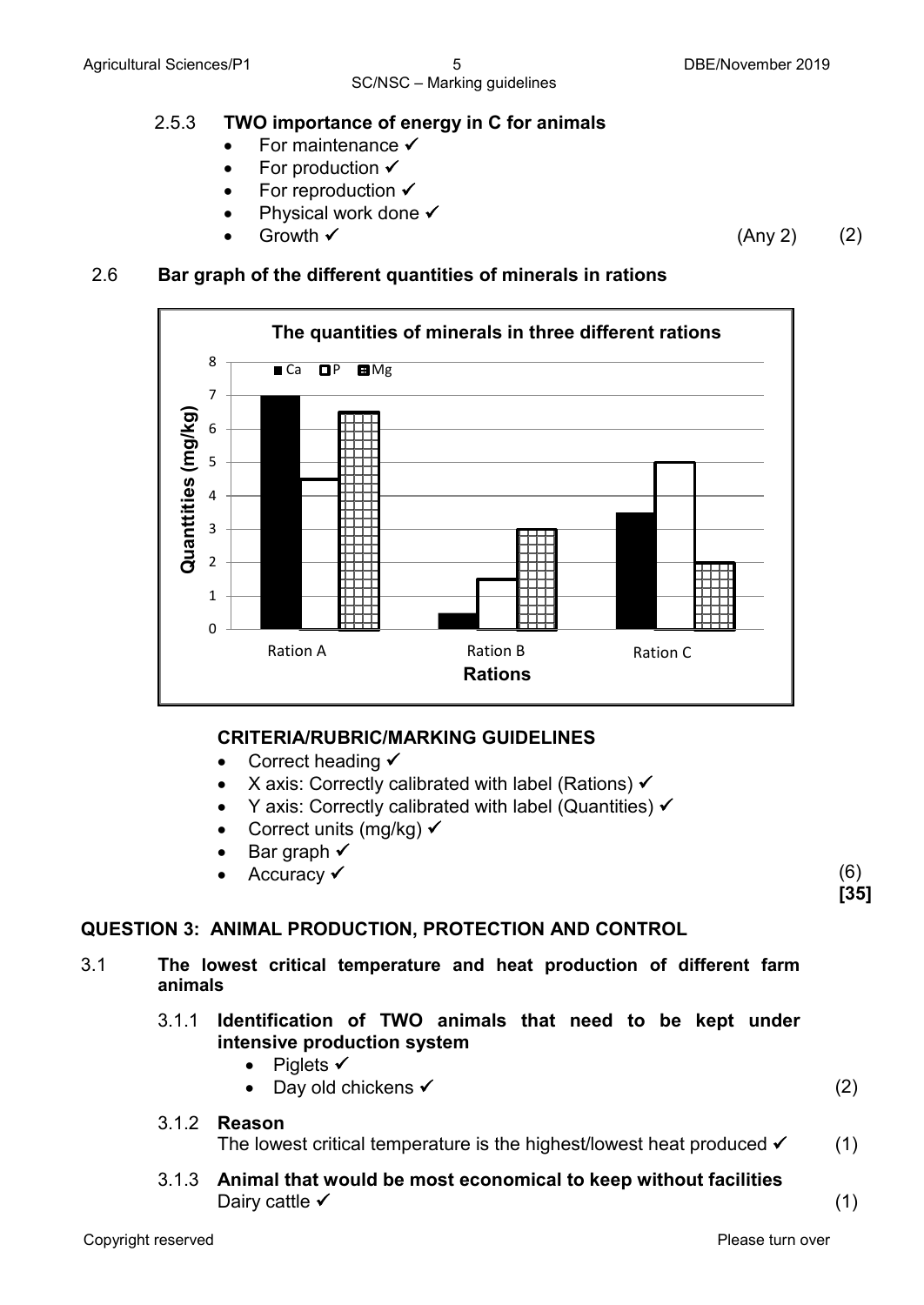2.5.3 **TWO importance of energy in C for animals**

- For maintenance ✓
- For production ✓
- For reproduction ✓
- Physical work done ✓
- Growth ✓ (Any 2) (2)

2.6 **Bar graph of the different quantities of minerals in rations**

**The quantities of minerals in three different rations**

| Rations | Ca | P | Mg |
|---|---|---|---|
| Ration A | 7 | 4.5 | 6.5 |
| Ration B | 0.5 | 1.5 | 3 |
| Ration C | 3.5 | 5 | 2 |

Y axis: Quanttities (mg/kg); X axis: Rations

**CRITERIA/RUBRIC/MARKING GUIDELINES**

- Correct heading ✓
- X axis: Correctly calibrated with label (Rations) ✓
- Y axis: Correctly calibrated with label (Quantities) ✓
- Correct units (mg/kg) ✓
- Bar graph ✓
- Accuracy ✓

(6)
**[35]**

## QUESTION 3: ANIMAL PRODUCTION, PROTECTION AND CONTROL

3.1 **The lowest critical temperature and heat production of different farm animals**

3.1.1 **Identification of TWO animals that need to be kept under intensive production system**

- Piglets ✓
- Day old chickens ✓

(2)

3.1.2 **Reason**
The lowest critical temperature is the highest/lowest heat produced ✓ (1)

3.1.3 **Animal that would be most economical to keep without facilities**
Dairy cattle ✓ (1)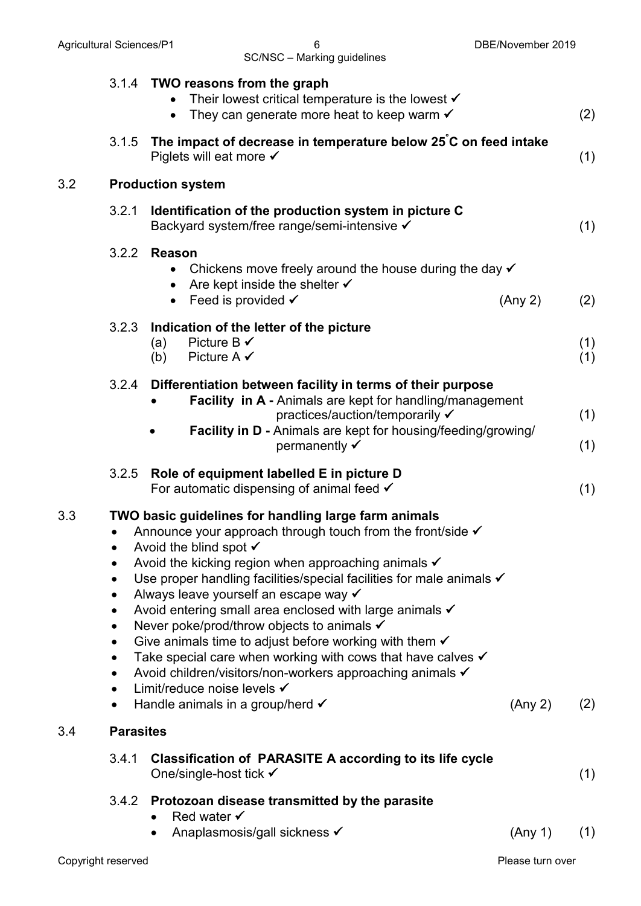3.1.4 **TWO reasons from the graph**

- Their lowest critical temperature is the lowest ✓
- They can generate more heat to keep warm ✓ (2)

3.1.5 **The impact of decrease in temperature below 25°C on feed intake**

Piglets will eat more ✓ (1)

### 3.2 Production system

3.2.1 **Identification of the production system in picture C**

Backyard system/free range/semi-intensive ✓ (1)

3.2.2 **Reason**

- Chickens move freely around the house during the day ✓
- Are kept inside the shelter ✓
- Feed is provided ✓ (Any 2) (2)

3.2.3 **Indication of the letter of the picture**

(a) Picture B ✓ (1)
(b) Picture A ✓ (1)

3.2.4 **Differentiation between facility in terms of their purpose**

- **Facility in A -** Animals are kept for handling/management practices/auction/temporarily ✓ (1)
- **Facility in D -** Animals are kept for housing/feeding/growing/ permanently ✓ (1)

3.2.5 **Role of equipment labelled E in picture D**

For automatic dispensing of animal feed ✓ (1)

### 3.3 TWO basic guidelines for handling large farm animals

- Announce your approach through touch from the front/side ✓
- Avoid the blind spot ✓
- Avoid the kicking region when approaching animals ✓
- Use proper handling facilities/special facilities for male animals ✓
- Always leave yourself an escape way ✓
- Avoid entering small area enclosed with large animals ✓
- Never poke/prod/throw objects to animals ✓
- Give animals time to adjust before working with them ✓
- Take special care when working with cows that have calves ✓
- Avoid children/visitors/non-workers approaching animals ✓
- Limit/reduce noise levels ✓
- Handle animals in a group/herd ✓ (Any 2) (2)

### 3.4 Parasites

3.4.1 **Classification of PARASITE A according to its life cycle**

One/single-host tick ✓ (1)

3.4.2 **Protozoan disease transmitted by the parasite**

- Red water ✓
- Anaplasmosis/gall sickness ✓ (Any 1) (1)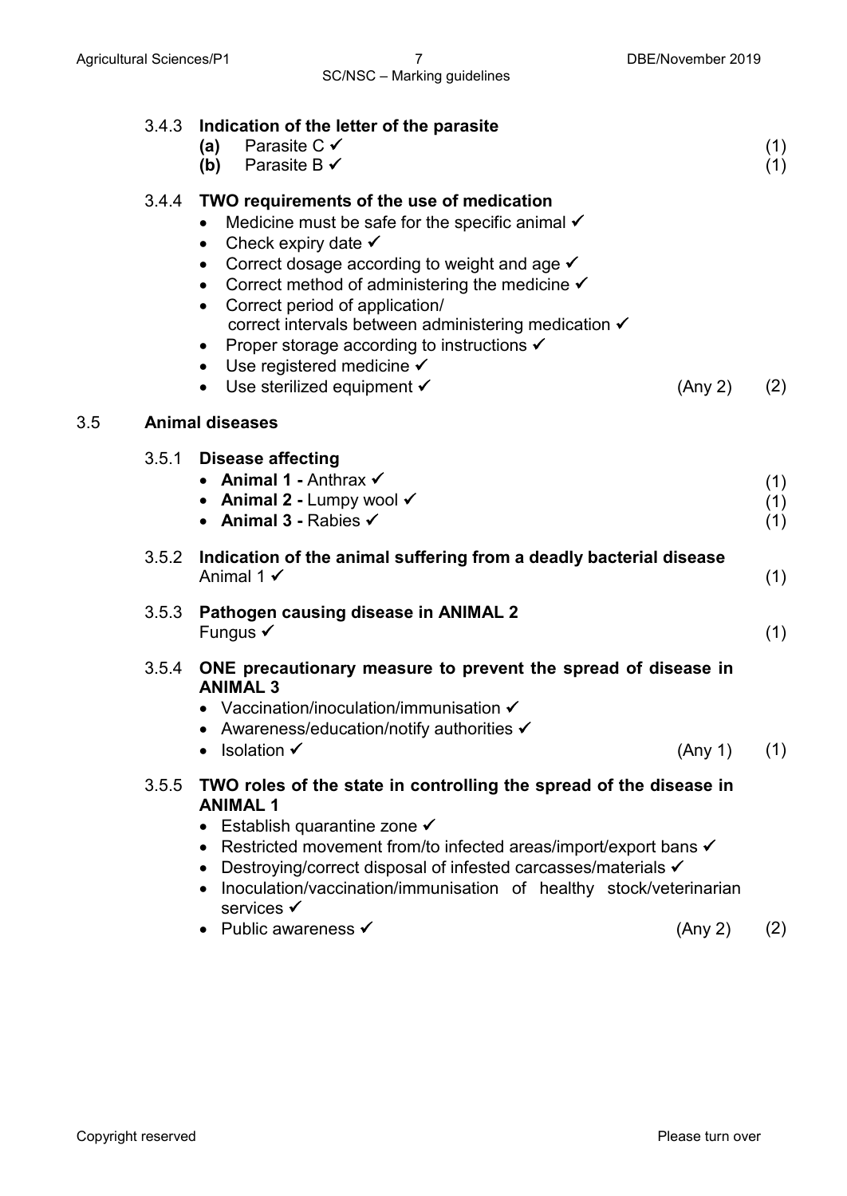3.4.3 **Indication of the letter of the parasite**

- **(a)** Parasite C ✓ (1)
- **(b)** Parasite B ✓ (1)

3.4.4 **TWO requirements of the use of medication**

- Medicine must be safe for the specific animal ✓
- Check expiry date ✓
- Correct dosage according to weight and age ✓
- Correct method of administering the medicine ✓
- Correct period of application/ correct intervals between administering medication ✓
- Proper storage according to instructions ✓
- Use registered medicine ✓
- Use sterilized equipment ✓ (Any 2) (2)

## 3.5 Animal diseases

3.5.1 **Disease affecting**

- **Animal 1 -** Anthrax ✓ (1)
- **Animal 2 -** Lumpy wool ✓ (1)
- **Animal 3 -** Rabies ✓ (1)

3.5.2 **Indication of the animal suffering from a deadly bacterial disease**

Animal 1 ✓ (1)

3.5.3 **Pathogen causing disease in ANIMAL 2**

Fungus ✓ (1)

3.5.4 **ONE precautionary measure to prevent the spread of disease in ANIMAL 3**

- Vaccination/inoculation/immunisation ✓
- Awareness/education/notify authorities ✓
- Isolation ✓ (Any 1) (1)

3.5.5 **TWO roles of the state in controlling the spread of the disease in ANIMAL 1**

- Establish quarantine zone ✓
- Restricted movement from/to infected areas/import/export bans ✓
- Destroying/correct disposal of infested carcasses/materials ✓
- Inoculation/vaccination/immunisation of healthy stock/veterinarian services ✓
- Public awareness ✓ (Any 2) (2)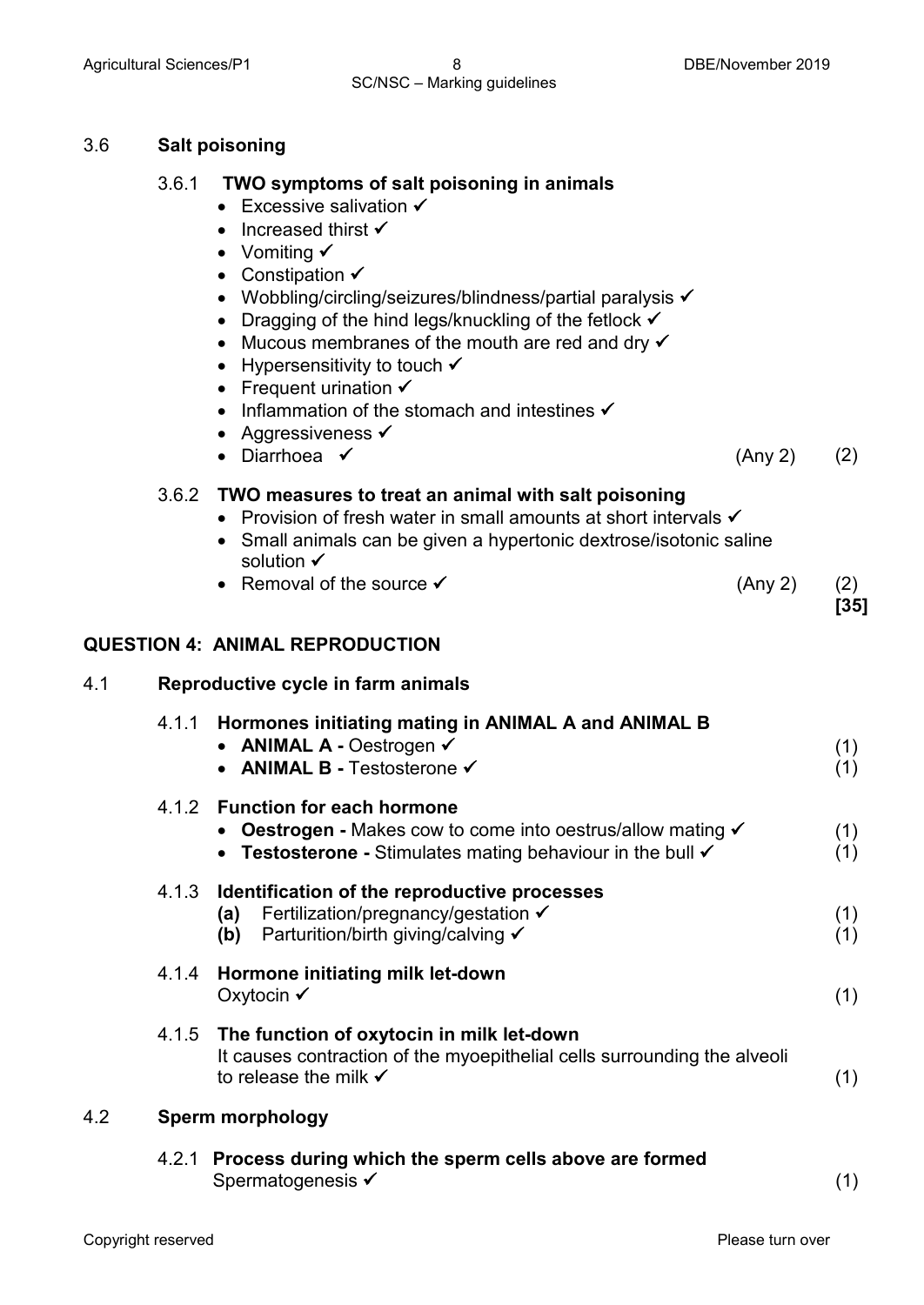### 3.6 Salt poisoning

**3.6.1 TWO symptoms of salt poisoning in animals**

- Excessive salivation ✓
- Increased thirst ✓
- Vomiting ✓
- Constipation ✓
- Wobbling/circling/seizures/blindness/partial paralysis ✓
- Dragging of the hind legs/knuckling of the fetlock ✓
- Mucous membranes of the mouth are red and dry ✓
- Hypersensitivity to touch ✓
- Frequent urination ✓
- Inflammation of the stomach and intestines ✓
- Aggressiveness ✓
- Diarrhoea ✓ (Any 2) (2)

**3.6.2 TWO measures to treat an animal with salt poisoning**

- Provision of fresh water in small amounts at short intervals ✓
- Small animals can be given a hypertonic dextrose/isotonic saline solution ✓
- Removal of the source ✓ (Any 2) (2)

**[35]**

## QUESTION 4: ANIMAL REPRODUCTION

### 4.1 Reproductive cycle in farm animals

**4.1.1 Hormones initiating mating in ANIMAL A and ANIMAL B**

- **ANIMAL A -** Oestrogen ✓ (1)
- **ANIMAL B -** Testosterone ✓ (1)

**4.1.2 Function for each hormone**

- **Oestrogen -** Makes cow to come into oestrus/allow mating ✓ (1)
- **Testosterone -** Stimulates mating behaviour in the bull ✓ (1)

**4.1.3 Identification of the reproductive processes**

**(a)** Fertilization/pregnancy/gestation ✓ (1)
**(b)** Parturition/birth giving/calving ✓ (1)

**4.1.4 Hormone initiating milk let-down**

Oxytocin ✓ (1)

**4.1.5 The function of oxytocin in milk let-down**

It causes contraction of the myoepithelial cells surrounding the alveoli to release the milk ✓ (1)

### 4.2 Sperm morphology

**4.2.1 Process during which the sperm cells above are formed**

Spermatogenesis ✓ (1)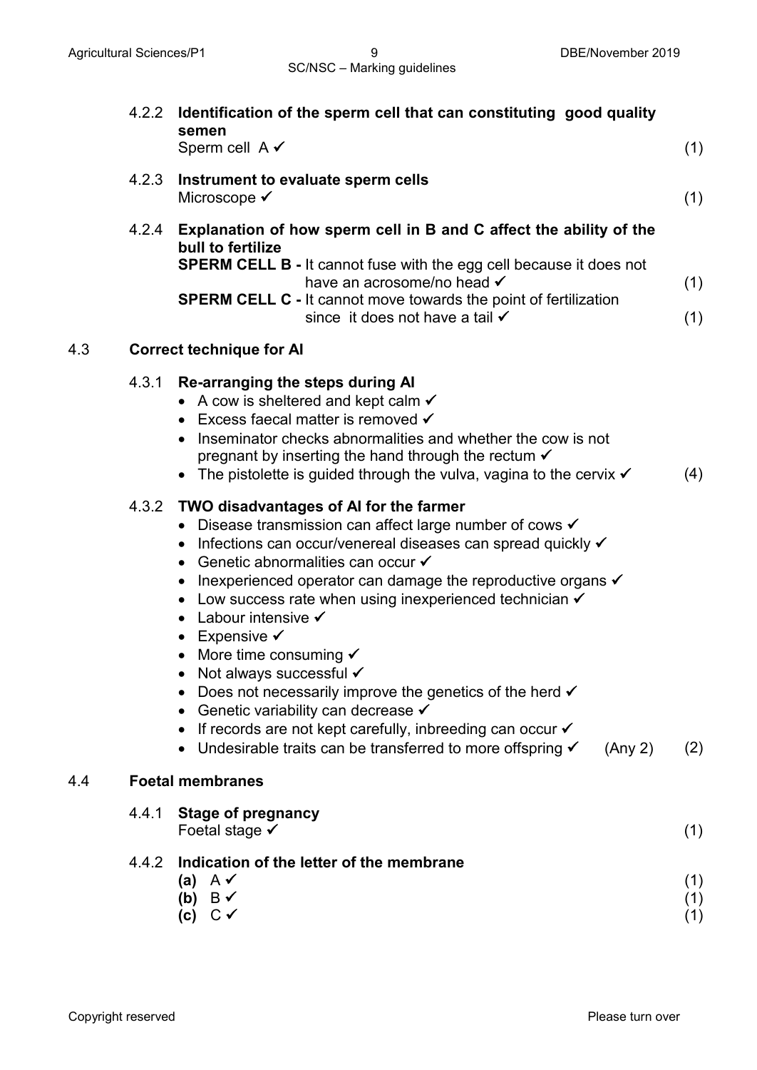4.2.2 **Identification of the sperm cell that can constituting good quality semen**
Sperm cell A ✓ (1)

4.2.3 **Instrument to evaluate sperm cells**
Microscope ✓ (1)

4.2.4 **Explanation of how sperm cell in B and C affect the ability of the bull to fertilize**
**SPERM CELL B -** It cannot fuse with the egg cell because it does not have an acrosome/no head ✓ (1)
**SPERM CELL C -** It cannot move towards the point of fertilization since it does not have a tail ✓ (1)

## 4.3 Correct technique for AI

4.3.1 **Re-arranging the steps during AI**

- A cow is sheltered and kept calm ✓
- Excess faecal matter is removed ✓
- Inseminator checks abnormalities and whether the cow is not pregnant by inserting the hand through the rectum ✓
- The pistolette is guided through the vulva, vagina to the cervix ✓ (4)

4.3.2 **TWO disadvantages of AI for the farmer**

- Disease transmission can affect large number of cows ✓
- Infections can occur/venereal diseases can spread quickly ✓
- Genetic abnormalities can occur ✓
- Inexperienced operator can damage the reproductive organs ✓
- Low success rate when using inexperienced technician ✓
- Labour intensive ✓
- Expensive ✓
- More time consuming ✓
- Not always successful ✓
- Does not necessarily improve the genetics of the herd ✓
- Genetic variability can decrease ✓
- If records are not kept carefully, inbreeding can occur ✓
- Undesirable traits can be transferred to more offspring ✓ (Any 2) (2)

## 4.4 Foetal membranes

4.4.1 **Stage of pregnancy**
Foetal stage ✓ (1)

4.4.2 **Indication of the letter of the membrane**
**(a)** A ✓ (1)
**(b)** B ✓ (1)
**(c)** C ✓ (1)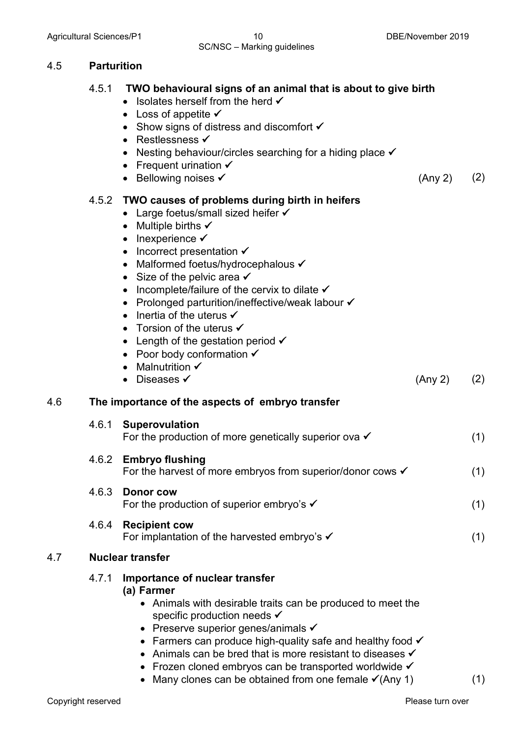## 4.5 Parturition

### 4.5.1 TWO behavioural signs of an animal that is about to give birth

- Isolates herself from the herd ✓
- Loss of appetite ✓
- Show signs of distress and discomfort ✓
- Restlessness ✓
- Nesting behaviour/circles searching for a hiding place ✓
- Frequent urination ✓
- Bellowing noises ✓ (Any 2) (2)

### 4.5.2 TWO causes of problems during birth in heifers

- Large foetus/small sized heifer ✓
- Multiple births ✓
- Inexperience ✓
- Incorrect presentation ✓
- Malformed foetus/hydrocephalous ✓
- Size of the pelvic area ✓
- Incomplete/failure of the cervix to dilate ✓
- Prolonged parturition/ineffective/weak labour ✓
- Inertia of the uterus ✓
- Torsion of the uterus ✓
- Length of the gestation period ✓
- Poor body conformation ✓
- Malnutrition ✓
- Diseases ✓ (Any 2) (2)

## 4.6 The importance of the aspects of embryo transfer

### 4.6.1 Superovulation

For the production of more genetically superior ova ✓ (1)

### 4.6.2 Embryo flushing

For the harvest of more embryos from superior/donor cows ✓ (1)

### 4.6.3 Donor cow

For the production of superior embryo's ✓ (1)

### 4.6.4 Recipient cow

For implantation of the harvested embryo's ✓ (1)

## 4.7 Nuclear transfer

### 4.7.1 Importance of nuclear transfer

**(a) Farmer**

- Animals with desirable traits can be produced to meet the specific production needs ✓
- Preserve superior genes/animals ✓
- Farmers can produce high-quality safe and healthy food ✓
- Animals can be bred that is more resistant to diseases ✓
- Frozen cloned embryos can be transported worldwide ✓
- Many clones can be obtained from one female ✓(Any 1) (1)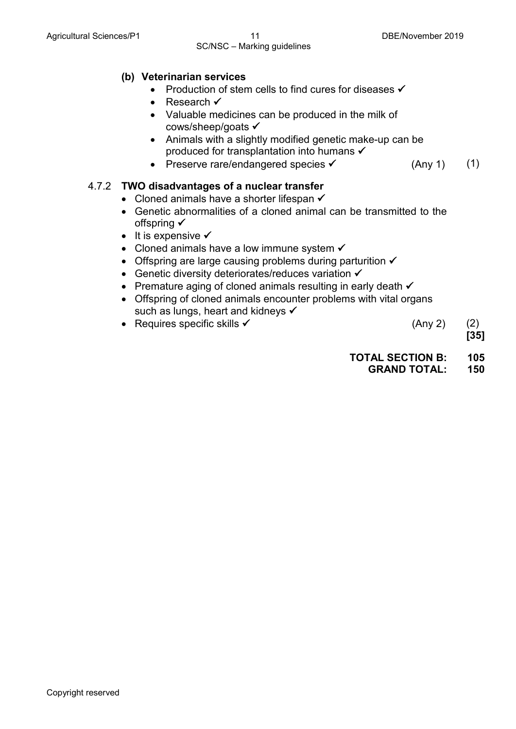**(b) Veterinarian services**

- Production of stem cells to find cures for diseases ✓
- Research ✓
- Valuable medicines can be produced in the milk of cows/sheep/goats ✓
- Animals with a slightly modified genetic make-up can be produced for transplantation into humans ✓
- Preserve rare/endangered species ✓ (Any 1) (1)

4.7.2 **TWO disadvantages of a nuclear transfer**

- Cloned animals have a shorter lifespan ✓
- Genetic abnormalities of a cloned animal can be transmitted to the offspring ✓
- It is expensive ✓
- Cloned animals have a low immune system ✓
- Offspring are large causing problems during parturition ✓
- Genetic diversity deteriorates/reduces variation ✓
- Premature aging of cloned animals resulting in early death ✓
- Offspring of cloned animals encounter problems with vital organs such as lungs, heart and kidneys ✓
- Requires specific skills ✓ (Any 2) (2)

**[35]**

**TOTAL SECTION B: 105**

**GRAND TOTAL: 150**